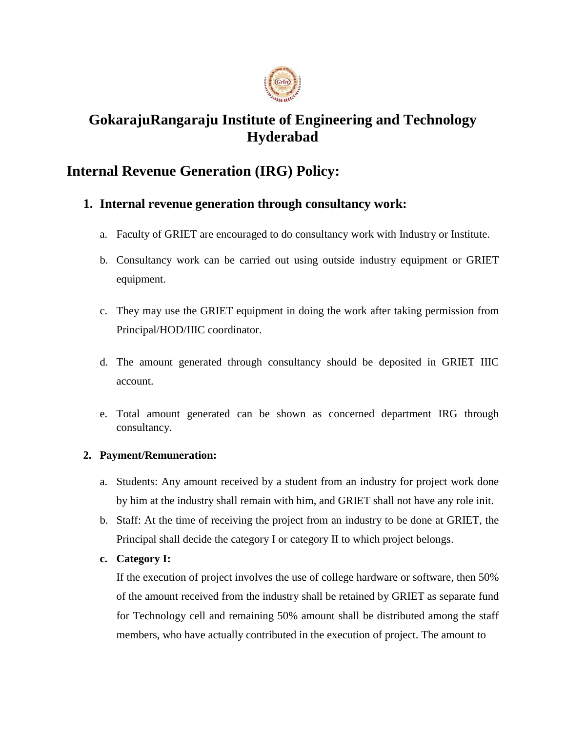# GokarajuRangaraju Institute of Engineering and Technology Hyderabad

## Internal Revenue Generation (IRG) Policy:

### 1. Internal revenue generation through consultancy work:

a. Faculty of GRIET are encouraged to do consultancy work with Industry or Institute.

b. Consultancy work can be carried out using outside industry equipment or GRIET equipment.

c. They may use the GRIET equipment in doing the work after taking permission from Principal/HOD/IIIC coordinator.

d. The amount generated through consultancy should be deposited in GRIET IIIC account.

e. Total amount generated can be shown as concerned department IRG through consultancy.

**2. Payment/Remuneration:**

a. Students: Any amount received by a student from an industry for project work done by him at the industry shall remain with him, and GRIET shall not have any role init.

b. Staff: At the time of receiving the project from an industry to be done at GRIET, the Principal shall decide the category I or category II to which project belongs.

**c. Category I:**

If the execution of project involves the use of college hardware or software, then 50% of the amount received from the industry shall be retained by GRIET as separate fund for Technology cell and remaining 50% amount shall be distributed among the staff members, who have actually contributed in the execution of project. The amount to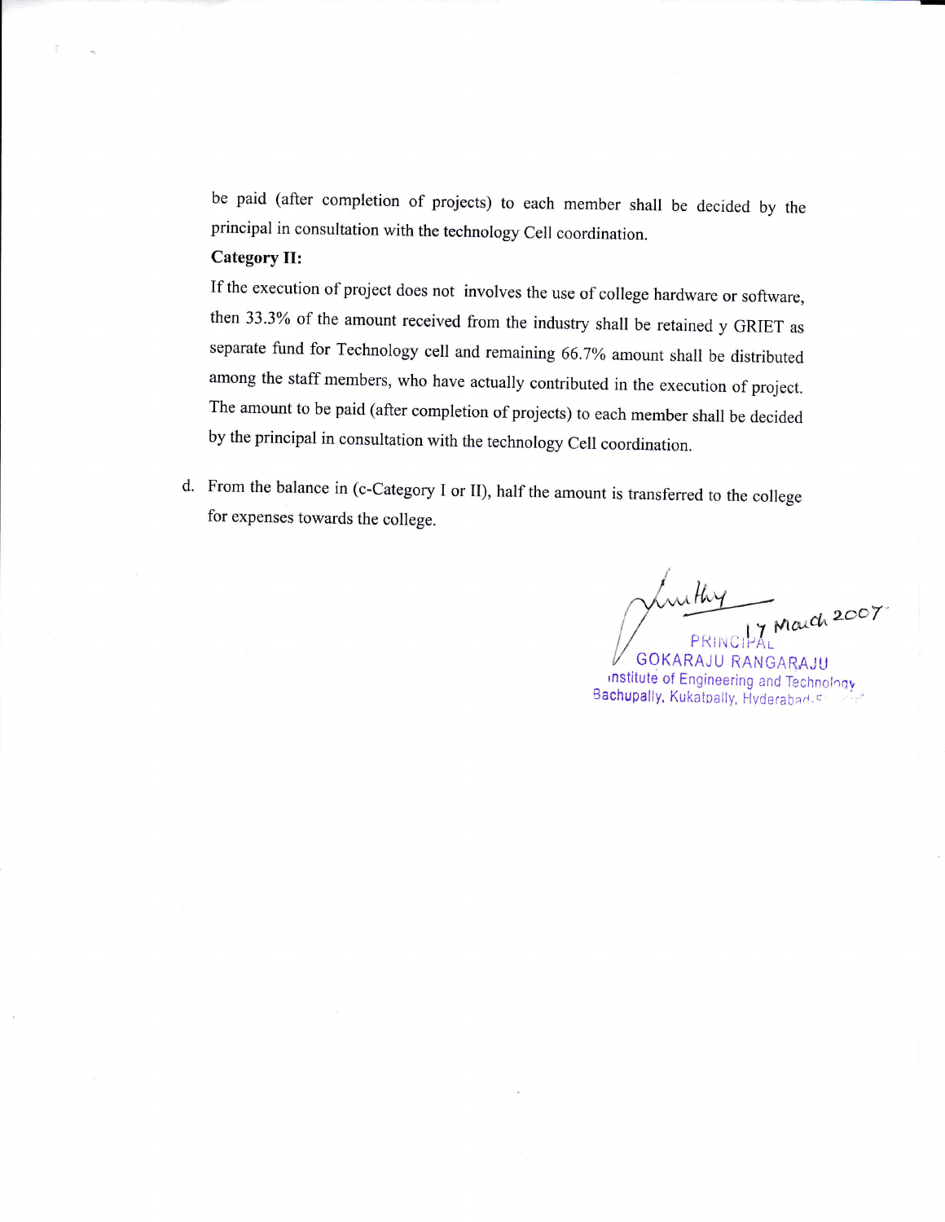be paid (after completion of projects) to each member shall be decided by the principal in consultation with the technology Cell coordination.

**Category II:**

If the execution of project does not involves the use of college hardware or software, then 33.3% of the amount received from the industry shall be retained y GRIET as separate fund for Technology cell and remaining 66.7% amount shall be distributed among the staff members, who have actually contributed in the execution of project. The amount to be paid (after completion of projects) to each member shall be decided by the principal in consultation with the technology Cell coordination.

d. From the balance in (c-Category I or II), half the amount is transferred to the college for expenses towards the college.

17 March 2007

PRINCIPAL
GOKARAJU RANGARAJU
Institute of Engineering and Technology
Bachupally, Kukatpally, Hyderabad